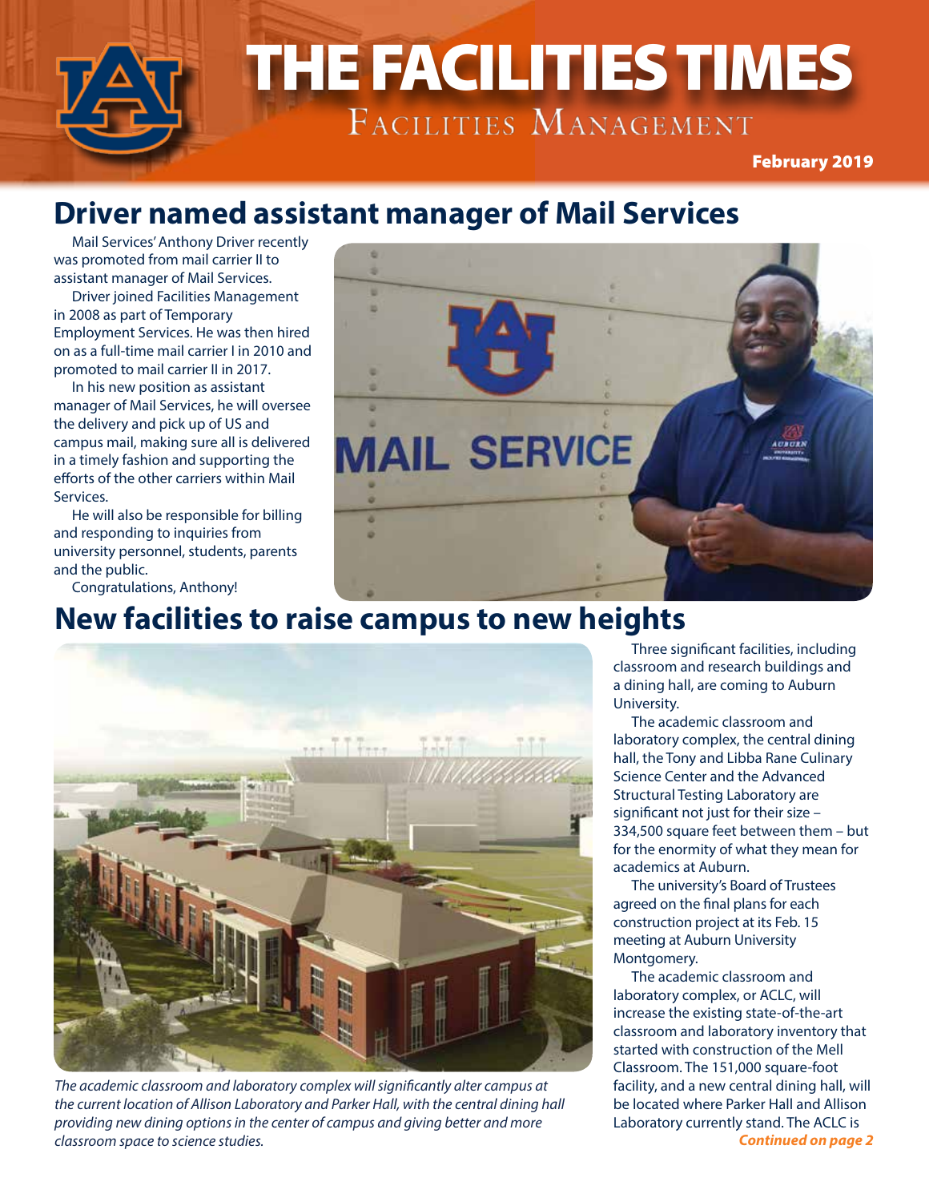# THE FACILITIES TIMES

Facilities Management

February 2019

## Driver named assistant manager of Mail Services

Mail Services' Anthony Driver recently was promoted from mail carrier II to assistant manager of Mail Services.

Driver joined Facilities Management in 2008 as part of Temporary Employment Services. He was then hired on as a full-time mail carrier I in 2010 and promoted to mail carrier II in 2017.

In his new position as assistant manager of Mail Services, he will oversee the delivery and pick up of US and campus mail, making sure all is delivered in a timely fashion and supporting the efforts of the other carriers within Mail Services.

He will also be responsible for billing and responding to inquiries from university personnel, students, parents and the public.

Congratulations, Anthony!

## New facilities to raise campus to new heights

*The academic classroom and laboratory complex will significantly alter campus at the current location of Allison Laboratory and Parker Hall, with the central dining hall providing new dining options in the center of campus and giving better and more classroom space to science studies.*

Three significant facilities, including classroom and research buildings and a dining hall, are coming to Auburn University.

The academic classroom and laboratory complex, the central dining hall, the Tony and Libba Rane Culinary Science Center and the Advanced Structural Testing Laboratory are significant not just for their size – 334,500 square feet between them – but for the enormity of what they mean for academics at Auburn.

The university's Board of Trustees agreed on the final plans for each construction project at its Feb. 15 meeting at Auburn University Montgomery.

The academic classroom and laboratory complex, or ACLC, will increase the existing state-of-the-art classroom and laboratory inventory that started with construction of the Mell Classroom. The 151,000 square-foot facility, and a new central dining hall, will be located where Parker Hall and Allison Laboratory currently stand. The ACLC is

***Continued on page 2***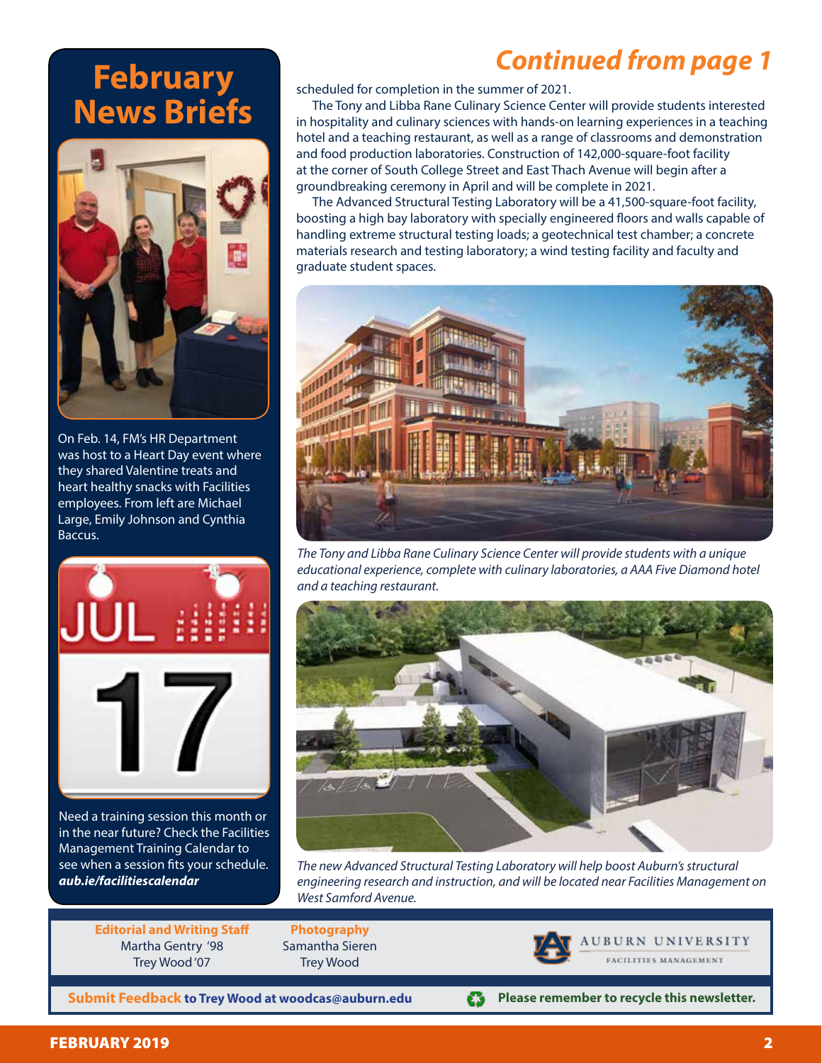## February News Briefs

On Feb. 14, FM's HR Department was host to a Heart Day event where they shared Valentine treats and heart healthy snacks with Facilities employees. From left are Michael Large, Emily Johnson and Cynthia Baccus.

Need a training session this month or in the near future? Check the Facilities Management Training Calendar to see when a session fits your schedule. ***aub.ie/facilitiescalendar***

## Continued from page 1

scheduled for completion in the summer of 2021.

The Tony and Libba Rane Culinary Science Center will provide students interested in hospitality and culinary sciences with hands-on learning experiences in a teaching hotel and a teaching restaurant, as well as a range of classrooms and demonstration and food production laboratories. Construction of 142,000-square-foot facility at the corner of South College Street and East Thach Avenue will begin after a groundbreaking ceremony in April and will be complete in 2021.

The Advanced Structural Testing Laboratory will be a 41,500-square-foot facility, boosting a high bay laboratory with specially engineered floors and walls capable of handling extreme structural testing loads; a geotechnical test chamber; a concrete materials research and testing laboratory; a wind testing facility and faculty and graduate student spaces.

*The Tony and Libba Rane Culinary Science Center will provide students with a unique educational experience, complete with culinary laboratories, a AAA Five Diamond hotel and a teaching restaurant.*

*The new Advanced Structural Testing Laboratory will help boost Auburn's structural engineering research and instruction, and will be located near Facilities Management on West Samford Avenue.*

**Editorial and Writing Staff**
Martha Gentry '98
Trey Wood '07

**Photography**
Samantha Sieren
Trey Wood

AUBURN UNIVERSITY
FACILITIES MANAGEMENT

**Submit Feedback to Trey Wood at woodcas@auburn.edu**

**Please remember to recycle this newsletter.**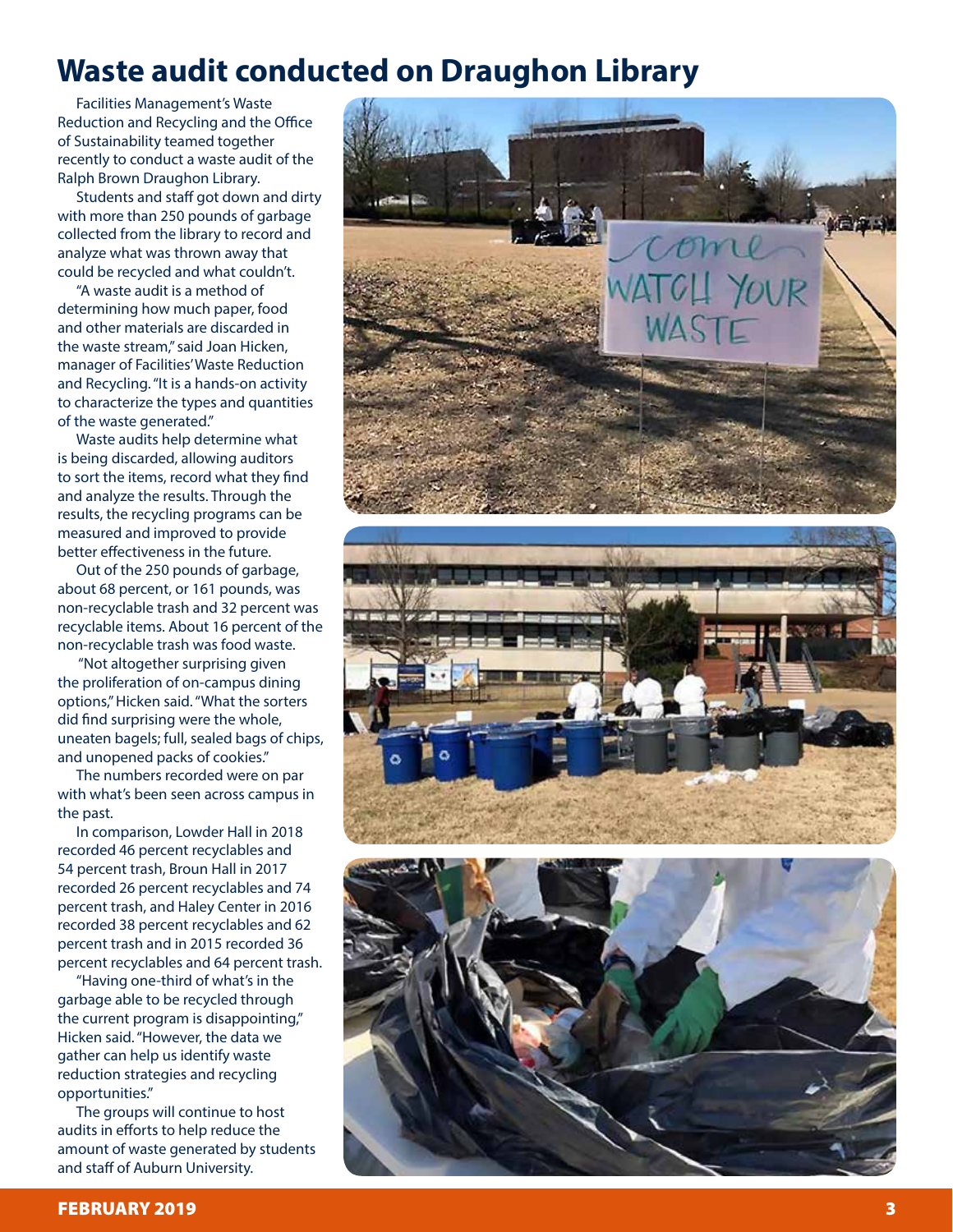# Waste audit conducted on Draughon Library

Facilities Management's Waste Reduction and Recycling and the Office of Sustainability teamed together recently to conduct a waste audit of the Ralph Brown Draughon Library.

Students and staff got down and dirty with more than 250 pounds of garbage collected from the library to record and analyze what was thrown away that could be recycled and what couldn't.

"A waste audit is a method of determining how much paper, food and other materials are discarded in the waste stream," said Joan Hicken, manager of Facilities' Waste Reduction and Recycling. "It is a hands-on activity to characterize the types and quantities of the waste generated."

Waste audits help determine what is being discarded, allowing auditors to sort the items, record what they find and analyze the results. Through the results, the recycling programs can be measured and improved to provide better effectiveness in the future.

Out of the 250 pounds of garbage, about 68 percent, or 161 pounds, was non-recyclable trash and 32 percent was recyclable items. About 16 percent of the non-recyclable trash was food waste.

"Not altogether surprising given the proliferation of on-campus dining options," Hicken said. "What the sorters did find surprising were the whole, uneaten bagels; full, sealed bags of chips, and unopened packs of cookies."

The numbers recorded were on par with what's been seen across campus in the past.

In comparison, Lowder Hall in 2018 recorded 46 percent recyclables and 54 percent trash, Broun Hall in 2017 recorded 26 percent recyclables and 74 percent trash, and Haley Center in 2016 recorded 38 percent recyclables and 62 percent trash and in 2015 recorded 36 percent recyclables and 64 percent trash.

"Having one-third of what's in the garbage able to be recycled through the current program is disappointing," Hicken said. "However, the data we gather can help us identify waste reduction strategies and recycling opportunities."

The groups will continue to host audits in efforts to help reduce the amount of waste generated by students and staff of Auburn University.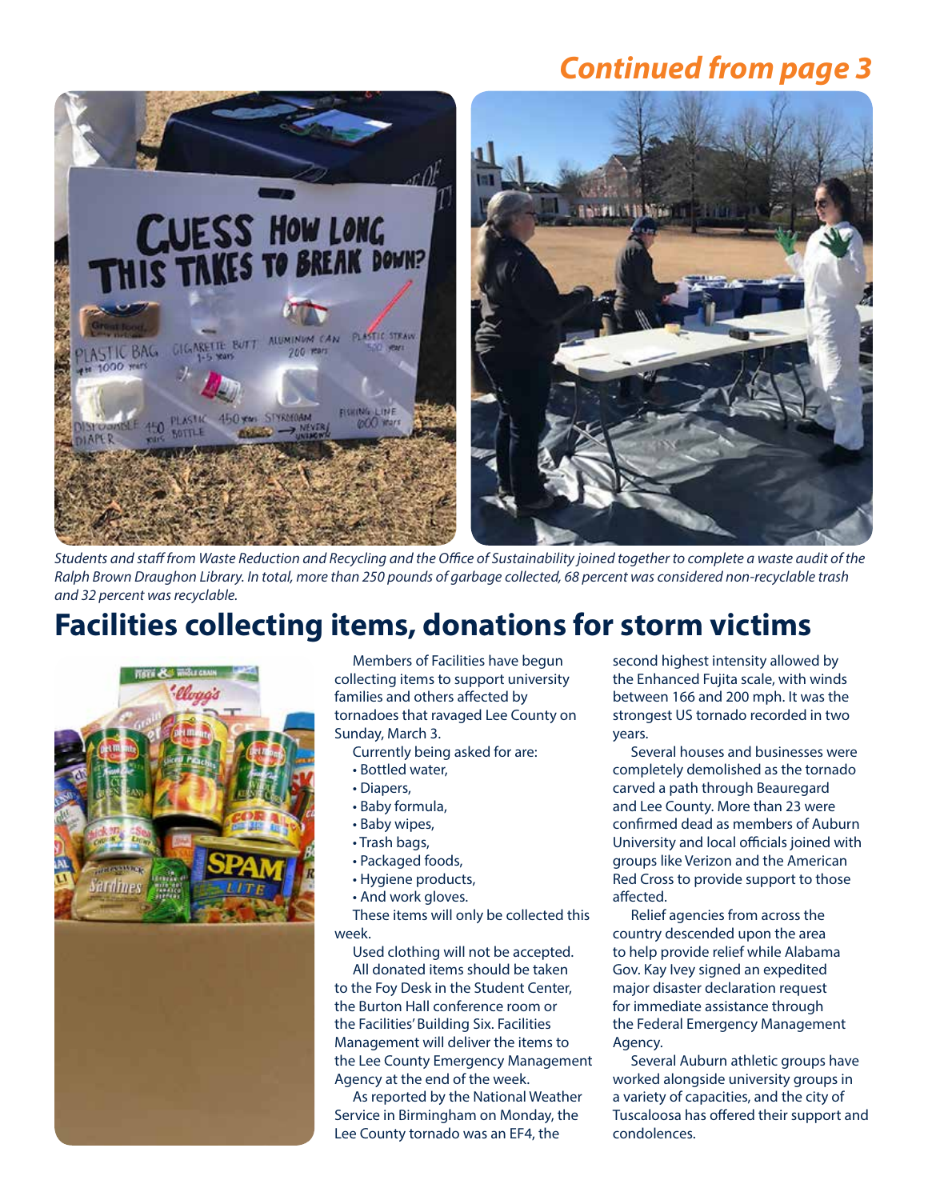## *Continued from page 3*

*Students and staff from Waste Reduction and Recycling and the Office of Sustainability joined together to complete a waste audit of the Ralph Brown Draughon Library. In total, more than 250 pounds of garbage collected, 68 percent was considered non-recyclable trash and 32 percent was recyclable.*

# Facilities collecting items, donations for storm victims

Members of Facilities have begun collecting items to support university families and others affected by tornadoes that ravaged Lee County on Sunday, March 3.

Currently being asked for are:

- Bottled water,
- Diapers,
- Baby formula,
- Baby wipes,
- Trash bags,
- Packaged foods,
- Hygiene products,
- And work gloves.

These items will only be collected this week.

Used clothing will not be accepted.

All donated items should be taken to the Foy Desk in the Student Center, the Burton Hall conference room or the Facilities' Building Six. Facilities Management will deliver the items to the Lee County Emergency Management Agency at the end of the week.

As reported by the National Weather Service in Birmingham on Monday, the Lee County tornado was an EF4, the second highest intensity allowed by the Enhanced Fujita scale, with winds between 166 and 200 mph. It was the strongest US tornado recorded in two years.

Several houses and businesses were completely demolished as the tornado carved a path through Beauregard and Lee County. More than 23 were confirmed dead as members of Auburn University and local officials joined with groups like Verizon and the American Red Cross to provide support to those affected.

Relief agencies from across the country descended upon the area to help provide relief while Alabama Gov. Kay Ivey signed an expedited major disaster declaration request for immediate assistance through the Federal Emergency Management Agency.

Several Auburn athletic groups have worked alongside university groups in a variety of capacities, and the city of Tuscaloosa has offered their support and condolences.